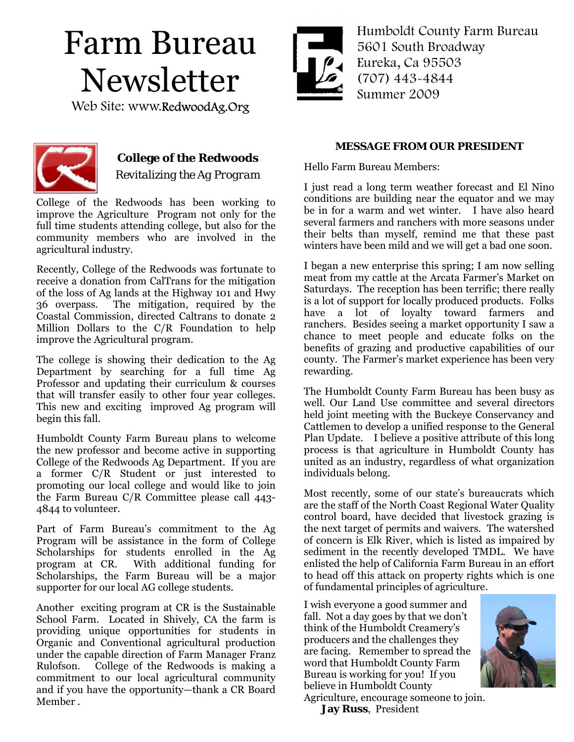# Farm Bureau Newsletter

Web Site: www.RedwoodAg.Org

Humboldt County Farm Bureau
5601 South Broadway
Eureka, Ca 95503
(707) 443-4844
Summer 2009

## College of the Redwoods

*Revitalizing the Ag Program*

College of the Redwoods has been working to improve the Agriculture Program not only for the full time students attending college, but also for the community members who are involved in the agricultural industry.

Recently, College of the Redwoods was fortunate to receive a donation from CalTrans for the mitigation of the loss of Ag lands at the Highway 101 and Hwy 36 overpass. The mitigation, required by the Coastal Commission, directed Caltrans to donate 2 Million Dollars to the C/R Foundation to help improve the Agricultural program.

The college is showing their dedication to the Ag Department by searching for a full time Ag Professor and updating their curriculum & courses that will transfer easily to other four year colleges. This new and exciting improved Ag program will begin this fall.

Humboldt County Farm Bureau plans to welcome the new professor and become active in supporting College of the Redwoods Ag Department. If you are a former C/R Student or just interested to promoting our local college and would like to join the Farm Bureau C/R Committee please call 443-4844 to volunteer.

Part of Farm Bureau's commitment to the Ag Program will be assistance in the form of College Scholarships for students enrolled in the Ag program at CR. With additional funding for Scholarships, the Farm Bureau will be a major supporter for our local AG college students.

Another exciting program at CR is the Sustainable School Farm. Located in Shively, CA the farm is providing unique opportunities for students in Organic and Conventional agricultural production under the capable direction of Farm Manager Franz Rulofson. College of the Redwoods is making a commitment to our local agricultural community and if you have the opportunity—thank a CR Board Member .

## MESSAGE FROM OUR PRESIDENT

Hello Farm Bureau Members:

I just read a long term weather forecast and El Nino conditions are building near the equator and we may be in for a warm and wet winter. I have also heard several farmers and ranchers with more seasons under their belts than myself, remind me that these past winters have been mild and we will get a bad one soon.

I began a new enterprise this spring; I am now selling meat from my cattle at the Arcata Farmer's Market on Saturdays. The reception has been terrific; there really is a lot of support for locally produced products. Folks have a lot of loyalty toward farmers and ranchers. Besides seeing a market opportunity I saw a chance to meet people and educate folks on the benefits of grazing and productive capabilities of our county. The Farmer's market experience has been very rewarding.

The Humboldt County Farm Bureau has been busy as well. Our Land Use committee and several directors held joint meeting with the Buckeye Conservancy and Cattlemen to develop a unified response to the General Plan Update. I believe a positive attribute of this long process is that agriculture in Humboldt County has united as an industry, regardless of what organization individuals belong.

Most recently, some of our state's bureaucrats which are the staff of the North Coast Regional Water Quality control board, have decided that livestock grazing is the next target of permits and waivers. The watershed of concern is Elk River, which is listed as impaired by sediment in the recently developed TMDL. We have enlisted the help of California Farm Bureau in an effort to head off this attack on property rights which is one of fundamental principles of agriculture.

I wish everyone a good summer and fall. Not a day goes by that we don't think of the Humboldt Creamery's producers and the challenges they are facing. Remember to spread the word that Humboldt County Farm Bureau is working for you! If you believe in Humboldt County Agriculture, encourage someone to join.

**Jay Russ**, President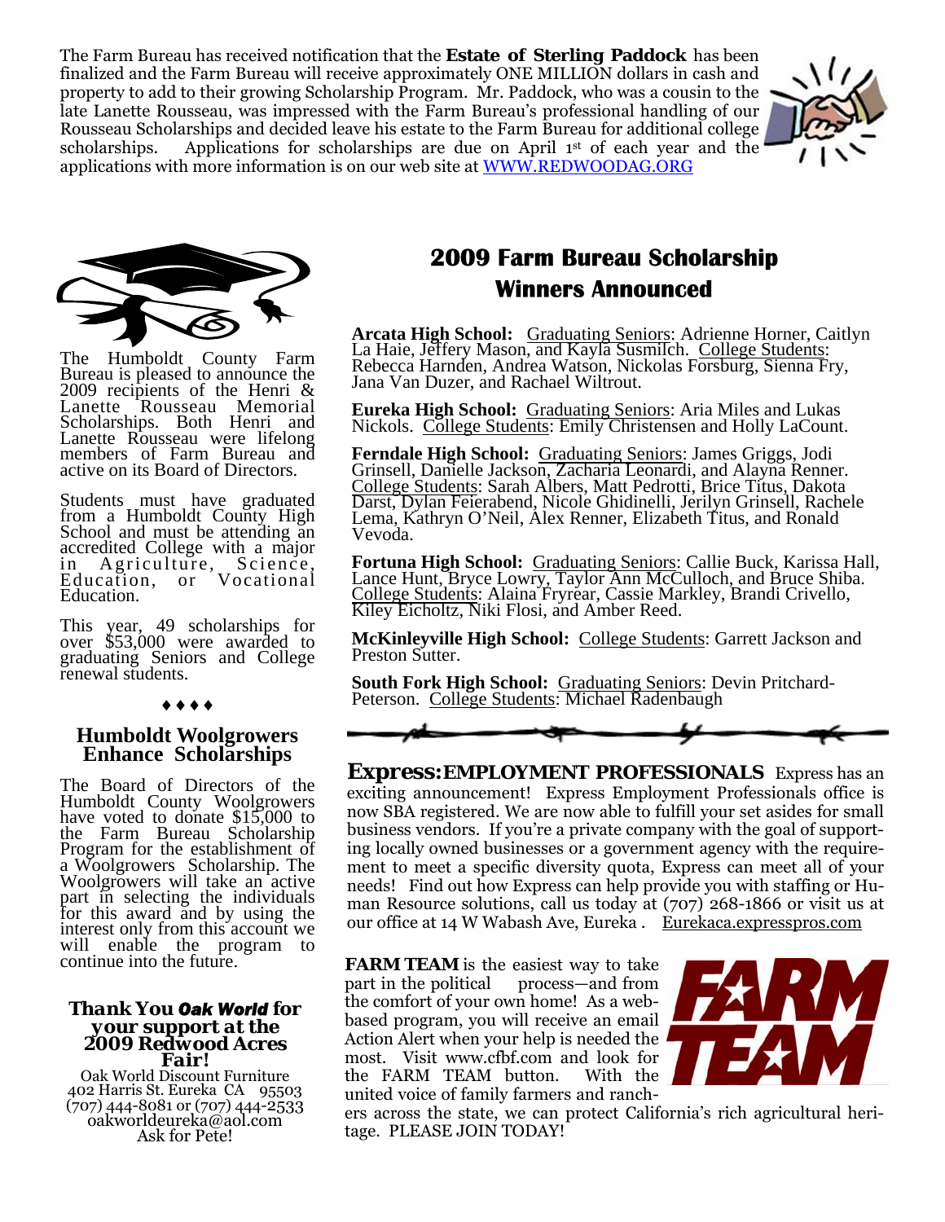The Farm Bureau has received notification that the **Estate of Sterling Paddock** has been finalized and the Farm Bureau will receive approximately ONE MILLION dollars in cash and property to add to their growing Scholarship Program. Mr. Paddock, who was a cousin to the late Lanette Rousseau, was impressed with the Farm Bureau's professional handling of our Rousseau Scholarships and decided leave his estate to the Farm Bureau for additional college scholarships. Applications for scholarships are due on April 1st of each year and the applications with more information is on our web site at WWW.REDWOODAG.ORG

The Humboldt County Farm Bureau is pleased to announce the 2009 recipients of the Henri & Lanette Rousseau Memorial Scholarships. Both Henri and Lanette Rousseau were lifelong members of Farm Bureau and active on its Board of Directors.

Students must have graduated from a Humboldt County High School and must be attending an accredited College with a major in Agriculture, Science, Education, or Vocational Education.

This year, 49 scholarships for over $53,000 were awarded to graduating Seniors and College renewal students.

♦♦♦♦

## Humboldt Woolgrowers Enhance Scholarships

The Board of Directors of the Humboldt County Woolgrowers have voted to donate $15,000 to the Farm Bureau Scholarship Program for the establishment of a Woolgrowers Scholarship. The Woolgrowers will take an active part in selecting the individuals for this award and by using the interest only from this account we will enable the program to continue into the future.

### Thank You *Oak World* for your support at the 2009 Redwood Acres Fair!

Oak World Discount Furniture
402 Harris St. Eureka CA 95503
(707) 444-8081 or (707) 444-2533
oakworldeureka@aol.com
Ask for Pete!

## 2009 Farm Bureau Scholarship Winners Announced

**Arcata High School:** Graduating Seniors: Adrienne Horner, Caitlyn La Haie, Jeffery Mason, and Kayla Susmilch. College Students: Rebecca Harnden, Andrea Watson, Nickolas Forsburg, Sienna Fry, Jana Van Duzer, and Rachael Wiltrout.

**Eureka High School:** Graduating Seniors: Aria Miles and Lukas Nickols. College Students: Emily Christensen and Holly LaCount.

**Ferndale High School:** Graduating Seniors: James Griggs, Jodi Grinsell, Danielle Jackson, Zacharia Leonardi, and Alayna Renner. College Students: Sarah Albers, Matt Pedrotti, Brice Titus, Dakota Darst, Dylan Feierabend, Nicole Ghidinelli, Jerilyn Grinsell, Rachele Lema, Kathryn O'Neil, Alex Renner, Elizabeth Titus, and Ronald Vevoda.

**Fortuna High School:** Graduating Seniors: Callie Buck, Karissa Hall, Lance Hunt, Bryce Lowry, Taylor Ann McCulloch, and Bruce Shiba. College Students: Alaina Fryrear, Cassie Markley, Brandi Crivello, Kiley Eicholtz, Niki Flosi, and Amber Reed.

**McKinleyville High School:** College Students: Garrett Jackson and Preston Sutter.

**South Fork High School:** Graduating Seniors: Devin Pritchard-Peterson. College Students: Michael Radenbaugh

**Express: EMPLOYMENT PROFESSIONALS** Express has an exciting announcement! Express Employment Professionals office is now SBA registered. We are now able to fulfill your set asides for small business vendors. If you're a private company with the goal of supporting locally owned businesses or a government agency with the requirement to meet a specific diversity quota, Express can meet all of your needs! Find out how Express can help provide you with staffing or Human Resource solutions, call us today at (707) 268-1866 or visit us at our office at 14 W Wabash Ave, Eureka . Eurekaca.expresspros.com

**FARM TEAM** is the easiest way to take part in the political process—and from the comfort of your own home! As a web-based program, you will receive an email Action Alert when your help is needed the most. Visit www.cfbf.com and look for the FARM TEAM button. With the united voice of family farmers and ranchers across the state, we can protect California's rich agricultural heritage. PLEASE JOIN TODAY!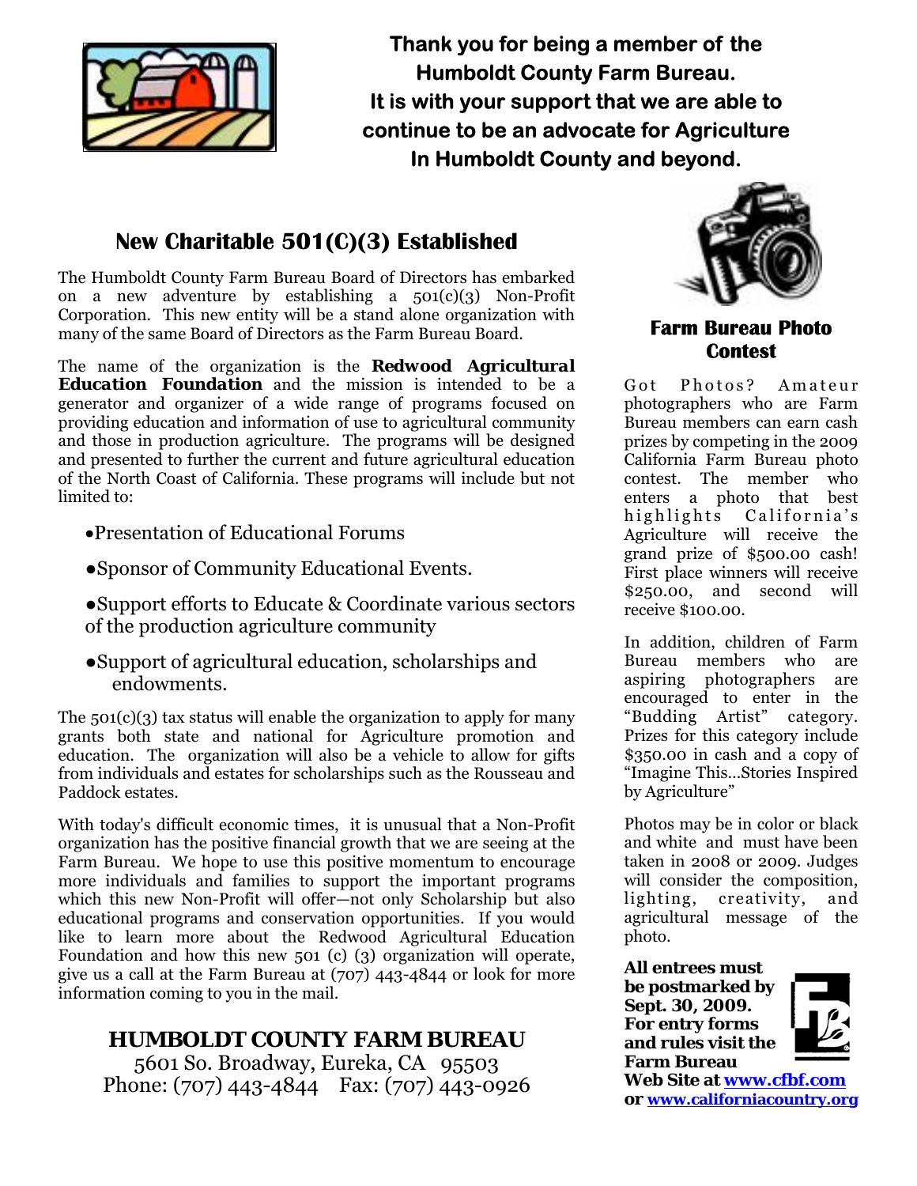**Thank you for being a member of the Humboldt County Farm Bureau. It is with your support that we are able to continue to be an advocate for Agriculture In Humboldt County and beyond.**

## New Charitable 501(C)(3) Established

The Humboldt County Farm Bureau Board of Directors has embarked on a new adventure by establishing a 501(c)(3) Non-Profit Corporation. This new entity will be a stand alone organization with many of the same Board of Directors as the Farm Bureau Board.

The name of the organization is the ***Redwood Agricultural Education Foundation*** and the mission is intended to be a generator and organizer of a wide range of programs focused on providing education and information of use to agricultural community and those in production agriculture. The programs will be designed and presented to further the current and future agricultural education of the North Coast of California. These programs will include but not limited to:

- Presentation of Educational Forums
- Sponsor of Community Educational Events.
- Support efforts to Educate & Coordinate various sectors of the production agriculture community
- Support of agricultural education, scholarships and endowments.

The 501(c)(3) tax status will enable the organization to apply for many grants both state and national for Agriculture promotion and education. The organization will also be a vehicle to allow for gifts from individuals and estates for scholarships such as the Rousseau and Paddock estates.

With today's difficult economic times, it is unusual that a Non-Profit organization has the positive financial growth that we are seeing at the Farm Bureau. We hope to use this positive momentum to encourage more individuals and families to support the important programs which this new Non-Profit will offer—not only Scholarship but also educational programs and conservation opportunities. If you would like to learn more about the Redwood Agricultural Education Foundation and how this new 501 (c) (3) organization will operate, give us a call at the Farm Bureau at (707) 443-4844 or look for more information coming to you in the mail.

**HUMBOLDT COUNTY FARM BUREAU**
5601 So. Broadway, Eureka, CA 95503
Phone: (707) 443-4844 Fax: (707) 443-0926

## Farm Bureau Photo Contest

Got Photos? Amateur photographers who are Farm Bureau members can earn cash prizes by competing in the 2009 California Farm Bureau photo contest. The member who enters a photo that best highlights California's Agriculture will receive the grand prize of $500.00 cash! First place winners will receive $250.00, and second will receive $100.00.

In addition, children of Farm Bureau members who are aspiring photographers are encouraged to enter in the "Budding Artist" category. Prizes for this category include $350.00 in cash and a copy of "Imagine This...Stories Inspired by Agriculture"

Photos may be in color or black and white and must have been taken in 2008 or 2009. Judges will consider the composition, lighting, creativity, and agricultural message of the photo.

**All entrees must be postmarked by Sept. 30, 2009. For entry forms and rules visit the Farm Bureau Web Site at www.cfbf.com or www.californiacountry.org**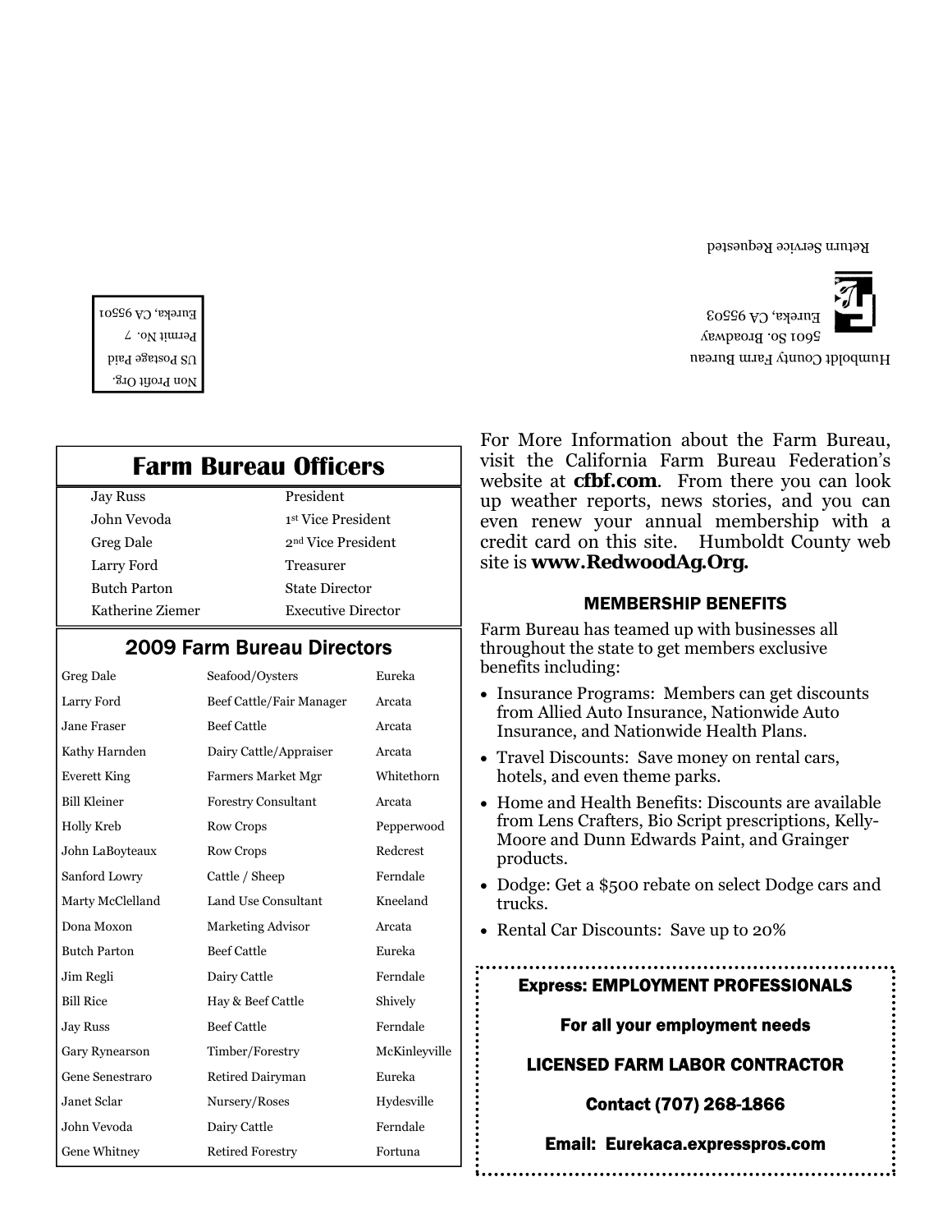Humboldt County Farm Bureau
5601 So. Broadway
Eureka, CA 95503

Return Service Requested

Non Profit Org.
US Postage Paid
Permit No. 7
Eureka, CA 95501

## Farm Bureau Officers

| | |
|---|---|
| Jay Russ | President |
| John Vevoda | 1st Vice President |
| Greg Dale | 2nd Vice President |
| Larry Ford | Treasurer |
| Butch Parton | State Director |
| Katherine Ziemer | Executive Director |

## 2009 Farm Bureau Directors

| | | |
|---|---|---|
| Greg Dale | Seafood/Oysters | Eureka |
| Larry Ford | Beef Cattle/Fair Manager | Arcata |
| Jane Fraser | Beef Cattle | Arcata |
| Kathy Harnden | Dairy Cattle/Appraiser | Arcata |
| Everett King | Farmers Market Mgr | Whitethorn |
| Bill Kleiner | Forestry Consultant | Arcata |
| Holly Kreb | Row Crops | Pepperwood |
| John LaBoyteaux | Row Crops | Redcrest |
| Sanford Lowry | Cattle / Sheep | Ferndale |
| Marty McClelland | Land Use Consultant | Kneeland |
| Dona Moxon | Marketing Advisor | Arcata |
| Butch Parton | Beef Cattle | Eureka |
| Jim Regli | Dairy Cattle | Ferndale |
| Bill Rice | Hay & Beef Cattle | Shively |
| Jay Russ | Beef Cattle | Ferndale |
| Gary Rynearson | Timber/Forestry | McKinleyville |
| Gene Senestraro | Retired Dairyman | Eureka |
| Janet Sclar | Nursery/Roses | Hydesville |
| John Vevoda | Dairy Cattle | Ferndale |
| Gene Whitney | Retired Forestry | Fortuna |

For More Information about the Farm Bureau, visit the California Farm Bureau Federation's website at **cfbf.com**. From there you can look up weather reports, news stories, and you can even renew your annual membership with a credit card on this site. Humboldt County web site is **www.RedwoodAg.Org.**

### MEMBERSHIP BENEFITS

Farm Bureau has teamed up with businesses all throughout the state to get members exclusive benefits including:

- Insurance Programs: Members can get discounts from Allied Auto Insurance, Nationwide Auto Insurance, and Nationwide Health Plans.
- Travel Discounts: Save money on rental cars, hotels, and even theme parks.
- Home and Health Benefits: Discounts are available from Lens Crafters, Bio Script prescriptions, Kelly-Moore and Dunn Edwards Paint, and Grainger products.
- Dodge: Get a $500 rebate on select Dodge cars and trucks.
- Rental Car Discounts: Save up to 20%

**Express: EMPLOYMENT PROFESSIONALS**

**For all your employment needs**

**LICENSED FARM LABOR CONTRACTOR**

**Contact (707) 268-1866**

**Email: Eurekaca.expresspros.com**